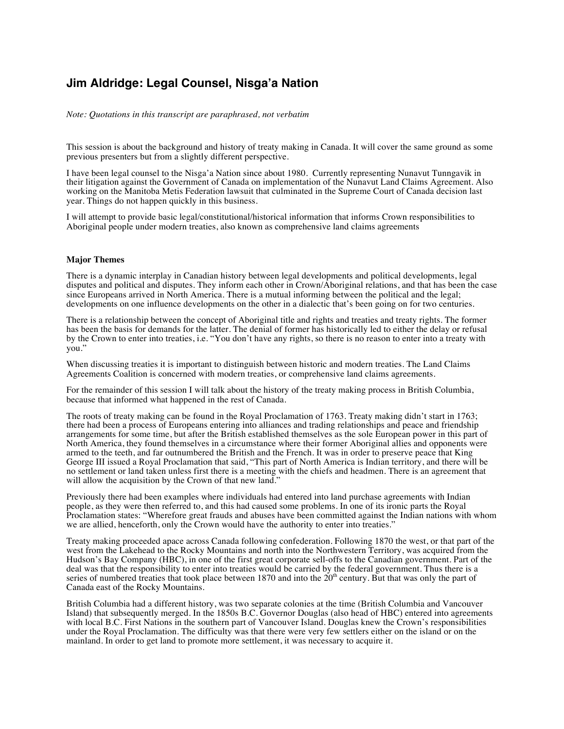# Jim Aldridge: Legal Counsel, Nisga'a Nation

*Note: Quotations in this transcript are paraphrased, not verbatim*

This session is about the background and history of treaty making in Canada. It will cover the same ground as some previous presenters but from a slightly different perspective.

I have been legal counsel to the Nisga'a Nation since about 1980. Currently representing Nunavut Tunngavik in their litigation against the Government of Canada on implementation of the Nunavut Land Claims Agreement. Also working on the Manitoba Metis Federation lawsuit that culminated in the Supreme Court of Canada decision last year. Things do not happen quickly in this business.

I will attempt to provide basic legal/constitutional/historical information that informs Crown responsibilities to Aboriginal people under modern treaties, also known as comprehensive land claims agreements

**Major Themes**

There is a dynamic interplay in Canadian history between legal developments and political developments, legal disputes and political and disputes. They inform each other in Crown/Aboriginal relations, and that has been the case since Europeans arrived in North America. There is a mutual informing between the political and the legal; developments on one influence developments on the other in a dialectic that's been going on for two centuries.

There is a relationship between the concept of Aboriginal title and rights and treaties and treaty rights. The former has been the basis for demands for the latter. The denial of former has historically led to either the delay or refusal by the Crown to enter into treaties, i.e. "You don't have any rights, so there is no reason to enter into a treaty with you."

When discussing treaties it is important to distinguish between historic and modern treaties. The Land Claims Agreements Coalition is concerned with modern treaties, or comprehensive land claims agreements.

For the remainder of this session I will talk about the history of the treaty making process in British Columbia, because that informed what happened in the rest of Canada.

The roots of treaty making can be found in the Royal Proclamation of 1763. Treaty making didn't start in 1763; there had been a process of Europeans entering into alliances and trading relationships and peace and friendship arrangements for some time, but after the British established themselves as the sole European power in this part of North America, they found themselves in a circumstance where their former Aboriginal allies and opponents were armed to the teeth, and far outnumbered the British and the French. It was in order to preserve peace that King George III issued a Royal Proclamation that said, "This part of North America is Indian territory, and there will be no settlement or land taken unless first there is a meeting with the chiefs and headmen. There is an agreement that will allow the acquisition by the Crown of that new land."

Previously there had been examples where individuals had entered into land purchase agreements with Indian people, as they were then referred to, and this had caused some problems. In one of its ironic parts the Royal Proclamation states: "Wherefore great frauds and abuses have been committed against the Indian nations with whom we are allied, henceforth, only the Crown would have the authority to enter into treaties."

Treaty making proceeded apace across Canada following confederation. Following 1870 the west, or that part of the west from the Lakehead to the Rocky Mountains and north into the Northwestern Territory, was acquired from the Hudson's Bay Company (HBC), in one of the first great corporate sell-offs to the Canadian government. Part of the deal was that the responsibility to enter into treaties would be carried by the federal government. Thus there is a series of numbered treaties that took place between 1870 and into the 20th century. But that was only the part of Canada east of the Rocky Mountains.

British Columbia had a different history, was two separate colonies at the time (British Columbia and Vancouver Island) that subsequently merged. In the 1850s B.C. Governor Douglas (also head of HBC) entered into agreements with local B.C. First Nations in the southern part of Vancouver Island. Douglas knew the Crown's responsibilities under the Royal Proclamation. The difficulty was that there were very few settlers either on the island or on the mainland. In order to get land to promote more settlement, it was necessary to acquire it.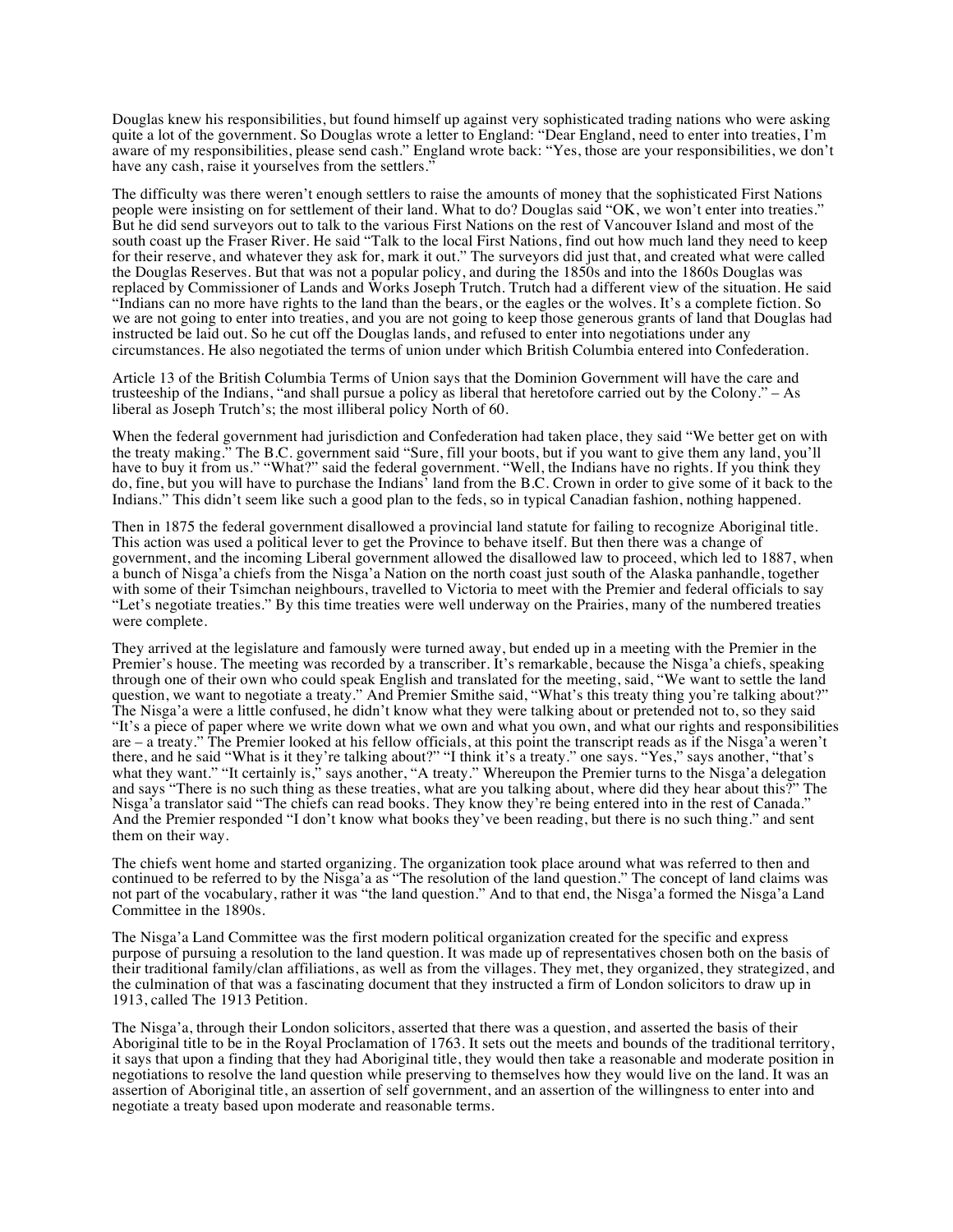Douglas knew his responsibilities, but found himself up against very sophisticated trading nations who were asking quite a lot of the government. So Douglas wrote a letter to England: "Dear England, need to enter into treaties, I'm aware of my responsibilities, please send cash." England wrote back: "Yes, those are your responsibilities, we don't have any cash, raise it yourselves from the settlers."

The difficulty was there weren't enough settlers to raise the amounts of money that the sophisticated First Nations people were insisting on for settlement of their land. What to do? Douglas said "OK, we won't enter into treaties." But he did send surveyors out to talk to the various First Nations on the rest of Vancouver Island and most of the south coast up the Fraser River. He said "Talk to the local First Nations, find out how much land they need to keep for their reserve, and whatever they ask for, mark it out." The surveyors did just that, and created what were called the Douglas Reserves. But that was not a popular policy, and during the 1850s and into the 1860s Douglas was replaced by Commissioner of Lands and Works Joseph Trutch. Trutch had a different view of the situation. He said "Indians can no more have rights to the land than the bears, or the eagles or the wolves. It's a complete fiction. So we are not going to enter into treaties, and you are not going to keep those generous grants of land that Douglas had instructed be laid out. So he cut off the Douglas lands, and refused to enter into negotiations under any circumstances. He also negotiated the terms of union under which British Columbia entered into Confederation.

Article 13 of the British Columbia Terms of Union says that the Dominion Government will have the care and trusteeship of the Indians, "and shall pursue a policy as liberal that heretofore carried out by the Colony." – As liberal as Joseph Trutch's; the most illiberal policy North of 60.

When the federal government had jurisdiction and Confederation had taken place, they said "We better get on with the treaty making." The B.C. government said "Sure, fill your boots, but if you want to give them any land, you'll have to buy it from us." "What?" said the federal government. "Well, the Indians have no rights. If you think they do, fine, but you will have to purchase the Indians' land from the B.C. Crown in order to give some of it back to the Indians." This didn't seem like such a good plan to the feds, so in typical Canadian fashion, nothing happened.

Then in 1875 the federal government disallowed a provincial land statute for failing to recognize Aboriginal title. This action was used a political lever to get the Province to behave itself. But then there was a change of government, and the incoming Liberal government allowed the disallowed law to proceed, which led to 1887, when a bunch of Nisga'a chiefs from the Nisga'a Nation on the north coast just south of the Alaska panhandle, together with some of their Tsimchan neighbours, travelled to Victoria to meet with the Premier and federal officials to say "Let's negotiate treaties." By this time treaties were well underway on the Prairies, many of the numbered treaties were complete.

They arrived at the legislature and famously were turned away, but ended up in a meeting with the Premier in the Premier's house. The meeting was recorded by a transcriber. It's remarkable, because the Nisga'a chiefs, speaking through one of their own who could speak English and translated for the meeting, said, "We want to settle the land question, we want to negotiate a treaty." And Premier Smithe said, "What's this treaty thing you're talking about?" The Nisga'a were a little confused, he didn't know what they were talking about or pretended not to, so they said "It's a piece of paper where we write down what we own and what you own, and what our rights and responsibilities are – a treaty." The Premier looked at his fellow officials, at this point the transcript reads as if the Nisga'a weren't there, and he said "What is it they're talking about?" "I think it's a treaty." one says. "Yes," says another, "that's what they want." "It certainly is," says another, "A treaty." Whereupon the Premier turns to the Nisga'a delegation and says "There is no such thing as these treaties, what are you talking about, where did they hear about this?" The Nisga'a translator said "The chiefs can read books. They know they're being entered into in the rest of Canada." And the Premier responded "I don't know what books they've been reading, but there is no such thing." and sent them on their way.

The chiefs went home and started organizing. The organization took place around what was referred to then and continued to be referred to by the Nisga'a as "The resolution of the land question." The concept of land claims was not part of the vocabulary, rather it was "the land question." And to that end, the Nisga'a formed the Nisga'a Land Committee in the 1890s.

The Nisga'a Land Committee was the first modern political organization created for the specific and express purpose of pursuing a resolution to the land question. It was made up of representatives chosen both on the basis of their traditional family/clan affiliations, as well as from the villages. They met, they organized, they strategized, and the culmination of that was a fascinating document that they instructed a firm of London solicitors to draw up in 1913, called The 1913 Petition.

The Nisga'a, through their London solicitors, asserted that there was a question, and asserted the basis of their Aboriginal title to be in the Royal Proclamation of 1763. It sets out the meets and bounds of the traditional territory, it says that upon a finding that they had Aboriginal title, they would then take a reasonable and moderate position in negotiations to resolve the land question while preserving to themselves how they would live on the land. It was an assertion of Aboriginal title, an assertion of self government, and an assertion of the willingness to enter into and negotiate a treaty based upon moderate and reasonable terms.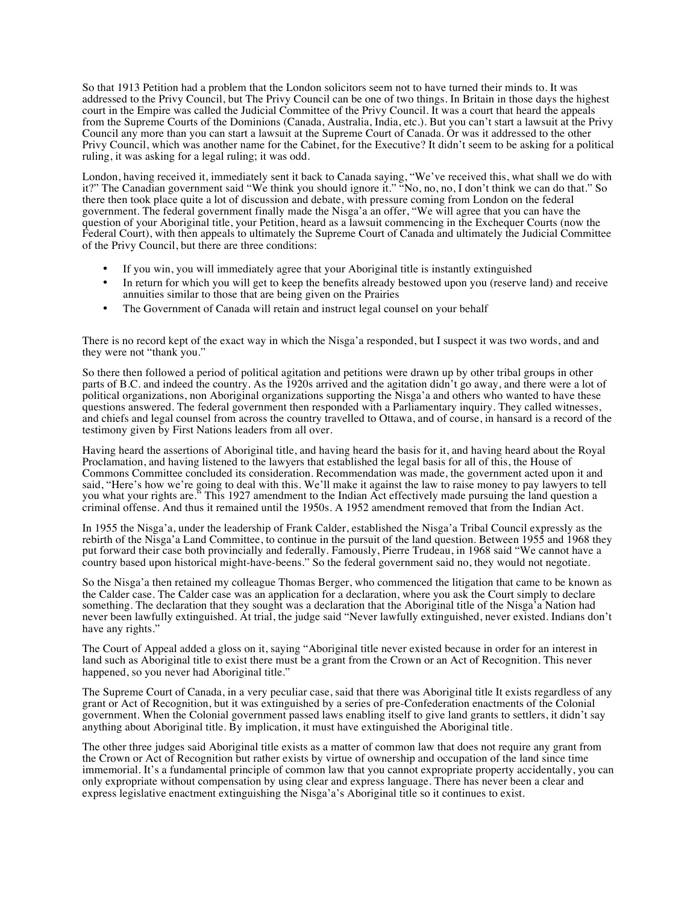So that 1913 Petition had a problem that the London solicitors seem not to have turned their minds to. It was addressed to the Privy Council, but The Privy Council can be one of two things. In Britain in those days the highest court in the Empire was called the Judicial Committee of the Privy Council. It was a court that heard the appeals from the Supreme Courts of the Dominions (Canada, Australia, India, etc.). But you can't start a lawsuit at the Privy Council any more than you can start a lawsuit at the Supreme Court of Canada. Or was it addressed to the other Privy Council, which was another name for the Cabinet, for the Executive? It didn't seem to be asking for a political ruling, it was asking for a legal ruling; it was odd.

London, having received it, immediately sent it back to Canada saying, "We've received this, what shall we do with it?" The Canadian government said "We think you should ignore it." "No, no, no, I don't think we can do that." So there then took place quite a lot of discussion and debate, with pressure coming from London on the federal government. The federal government finally made the Nisga'a an offer, "We will agree that you can have the question of your Aboriginal title, your Petition, heard as a lawsuit commencing in the Exchequer Courts (now the Federal Court), with then appeals to ultimately the Supreme Court of Canada and ultimately the Judicial Committee of the Privy Council, but there are three conditions:

- If you win, you will immediately agree that your Aboriginal title is instantly extinguished
- In return for which you will get to keep the benefits already bestowed upon you (reserve land) and receive annuities similar to those that are being given on the Prairies
- The Government of Canada will retain and instruct legal counsel on your behalf

There is no record kept of the exact way in which the Nisga'a responded, but I suspect it was two words, and and they were not "thank you."

So there then followed a period of political agitation and petitions were drawn up by other tribal groups in other parts of B.C. and indeed the country. As the 1920s arrived and the agitation didn't go away, and there were a lot of political organizations, non Aboriginal organizations supporting the Nisga'a and others who wanted to have these questions answered. The federal government then responded with a Parliamentary inquiry. They called witnesses, and chiefs and legal counsel from across the country travelled to Ottawa, and of course, in hansard is a record of the testimony given by First Nations leaders from all over.

Having heard the assertions of Aboriginal title, and having heard the basis for it, and having heard about the Royal Proclamation, and having listened to the lawyers that established the legal basis for all of this, the House of Commons Committee concluded its consideration. Recommendation was made, the government acted upon it and said, "Here's how we're going to deal with this. We'll make it against the law to raise money to pay lawyers to tell you what your rights are." This 1927 amendment to the Indian Act effectively made pursuing the land question a criminal offense. And thus it remained until the 1950s. A 1952 amendment removed that from the Indian Act.

In 1955 the Nisga'a, under the leadership of Frank Calder, established the Nisga'a Tribal Council expressly as the rebirth of the Nisga'a Land Committee, to continue in the pursuit of the land question. Between 1955 and 1968 they put forward their case both provincially and federally. Famously, Pierre Trudeau, in 1968 said "We cannot have a country based upon historical might-have-beens." So the federal government said no, they would not negotiate.

So the Nisga'a then retained my colleague Thomas Berger, who commenced the litigation that came to be known as the Calder case. The Calder case was an application for a declaration, where you ask the Court simply to declare something. The declaration that they sought was a declaration that the Aboriginal title of the Nisga'a Nation had never been lawfully extinguished. At trial, the judge said "Never lawfully extinguished, never existed. Indians don't have any rights."

The Court of Appeal added a gloss on it, saying "Aboriginal title never existed because in order for an interest in land such as Aboriginal title to exist there must be a grant from the Crown or an Act of Recognition. This never happened, so you never had Aboriginal title."

The Supreme Court of Canada, in a very peculiar case, said that there was Aboriginal title It exists regardless of any grant or Act of Recognition, but it was extinguished by a series of pre-Confederation enactments of the Colonial government. When the Colonial government passed laws enabling itself to give land grants to settlers, it didn't say anything about Aboriginal title. By implication, it must have extinguished the Aboriginal title.

The other three judges said Aboriginal title exists as a matter of common law that does not require any grant from the Crown or Act of Recognition but rather exists by virtue of ownership and occupation of the land since time immemorial. It's a fundamental principle of common law that you cannot expropriate property accidentally, you can only expropriate without compensation by using clear and express language. There has never been a clear and express legislative enactment extinguishing the Nisga'a's Aboriginal title so it continues to exist.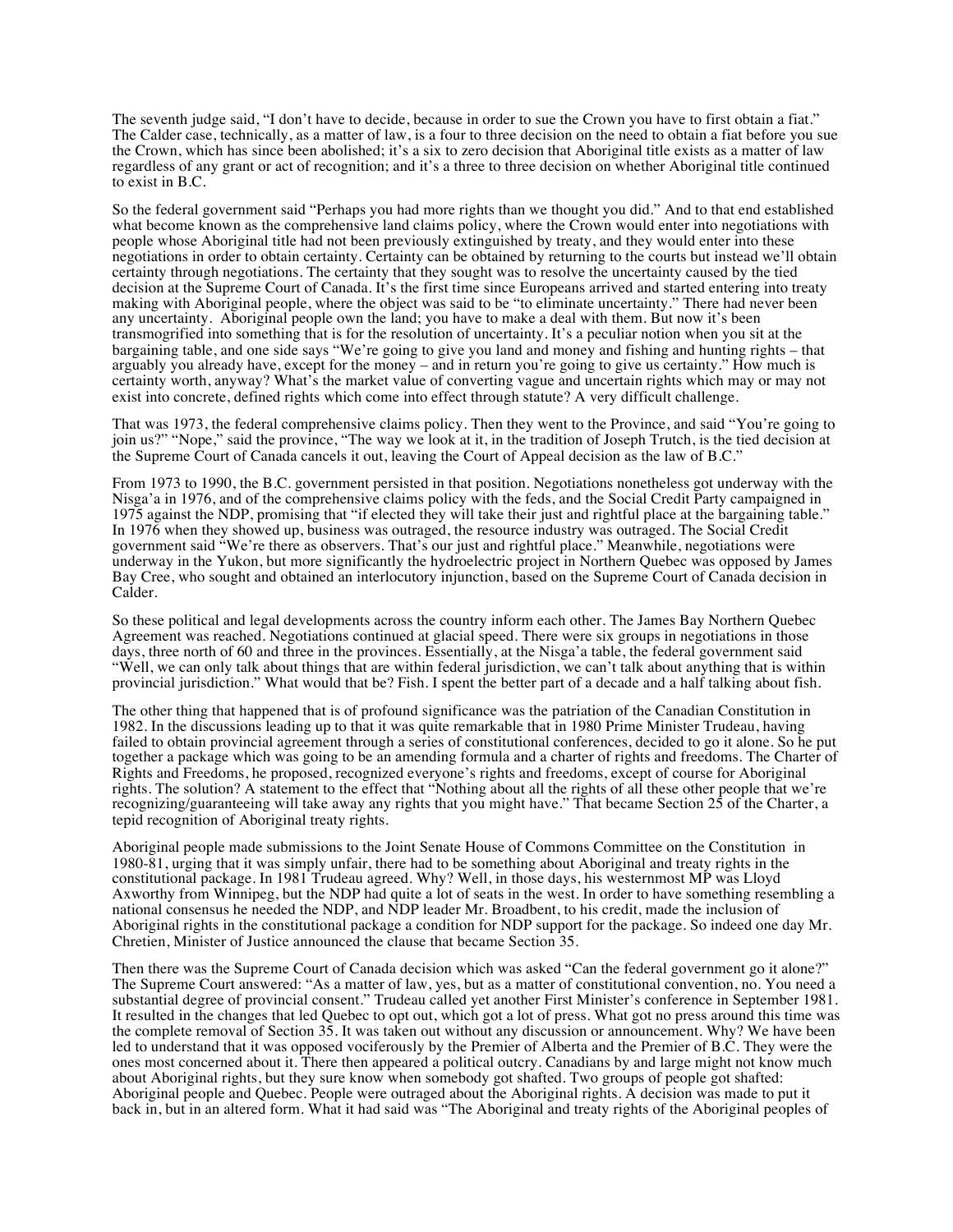The seventh judge said, "I don't have to decide, because in order to sue the Crown you have to first obtain a fiat." The Calder case, technically, as a matter of law, is a four to three decision on the need to obtain a fiat before you sue the Crown, which has since been abolished; it's a six to zero decision that Aboriginal title exists as a matter of law regardless of any grant or act of recognition; and it's a three to three decision on whether Aboriginal title continued to exist in B.C.

So the federal government said "Perhaps you had more rights than we thought you did." And to that end established what become known as the comprehensive land claims policy, where the Crown would enter into negotiations with people whose Aboriginal title had not been previously extinguished by treaty, and they would enter into these negotiations in order to obtain certainty. Certainty can be obtained by returning to the courts but instead we'll obtain certainty through negotiations. The certainty that they sought was to resolve the uncertainty caused by the tied decision at the Supreme Court of Canada. It's the first time since Europeans arrived and started entering into treaty making with Aboriginal people, where the object was said to be "to eliminate uncertainty." There had never been any uncertainty. Aboriginal people own the land; you have to make a deal with them. But now it's been transmogrified into something that is for the resolution of uncertainty. It's a peculiar notion when you sit at the bargaining table, and one side says "We're going to give you land and money and fishing and hunting rights – that arguably you already have, except for the money – and in return you're going to give us certainty." How much is certainty worth, anyway? What's the market value of converting vague and uncertain rights which may or may not exist into concrete, defined rights which come into effect through statute? A very difficult challenge.

That was 1973, the federal comprehensive claims policy. Then they went to the Province, and said "You're going to join us?" "Nope," said the province, "The way we look at it, in the tradition of Joseph Trutch, is the tied decision at the Supreme Court of Canada cancels it out, leaving the Court of Appeal decision as the law of B.C."

From 1973 to 1990, the B.C. government persisted in that position. Negotiations nonetheless got underway with the Nisga'a in 1976, and of the comprehensive claims policy with the feds, and the Social Credit Party campaigned in 1975 against the NDP, promising that "if elected they will take their just and rightful place at the bargaining table." In 1976 when they showed up, business was outraged, the resource industry was outraged. The Social Credit government said "We're there as observers. That's our just and rightful place." Meanwhile, negotiations were underway in the Yukon, but more significantly the hydroelectric project in Northern Quebec was opposed by James Bay Cree, who sought and obtained an interlocutory injunction, based on the Supreme Court of Canada decision in Calder.

So these political and legal developments across the country inform each other. The James Bay Northern Quebec Agreement was reached. Negotiations continued at glacial speed. There were six groups in negotiations in those days, three north of 60 and three in the provinces. Essentially, at the Nisga'a table, the federal government said "Well, we can only talk about things that are within federal jurisdiction, we can't talk about anything that is within provincial jurisdiction." What would that be? Fish. I spent the better part of a decade and a half talking about fish.

The other thing that happened that is of profound significance was the patriation of the Canadian Constitution in 1982. In the discussions leading up to that it was quite remarkable that in 1980 Prime Minister Trudeau, having failed to obtain provincial agreement through a series of constitutional conferences, decided to go it alone. So he put together a package which was going to be an amending formula and a charter of rights and freedoms. The Charter of Rights and Freedoms, he proposed, recognized everyone's rights and freedoms, except of course for Aboriginal rights. The solution? A statement to the effect that "Nothing about all the rights of all these other people that we're recognizing/guaranteeing will take away any rights that you might have." That became Section 25 of the Charter, a tepid recognition of Aboriginal treaty rights.

Aboriginal people made submissions to the Joint Senate House of Commons Committee on the Constitution in 1980-81, urging that it was simply unfair, there had to be something about Aboriginal and treaty rights in the constitutional package. In 1981 Trudeau agreed. Why? Well, in those days, his westernmost MP was Lloyd Axworthy from Winnipeg, but the NDP had quite a lot of seats in the west. In order to have something resembling a national consensus he needed the NDP, and NDP leader Mr. Broadbent, to his credit, made the inclusion of Aboriginal rights in the constitutional package a condition for NDP support for the package. So indeed one day Mr. Chretien, Minister of Justice announced the clause that became Section 35.

Then there was the Supreme Court of Canada decision which was asked "Can the federal government go it alone?" The Supreme Court answered: "As a matter of law, yes, but as a matter of constitutional convention, no. You need a substantial degree of provincial consent." Trudeau called yet another First Minister's conference in September 1981. It resulted in the changes that led Quebec to opt out, which got a lot of press. What got no press around this time was the complete removal of Section 35. It was taken out without any discussion or announcement. Why? We have been led to understand that it was opposed vociferously by the Premier of Alberta and the Premier of B.C. They were the ones most concerned about it. There then appeared a political outcry. Canadians by and large might not know much about Aboriginal rights, but they sure know when somebody got shafted. Two groups of people got shafted: Aboriginal people and Quebec. People were outraged about the Aboriginal rights. A decision was made to put it back in, but in an altered form. What it had said was "The Aboriginal and treaty rights of the Aboriginal peoples of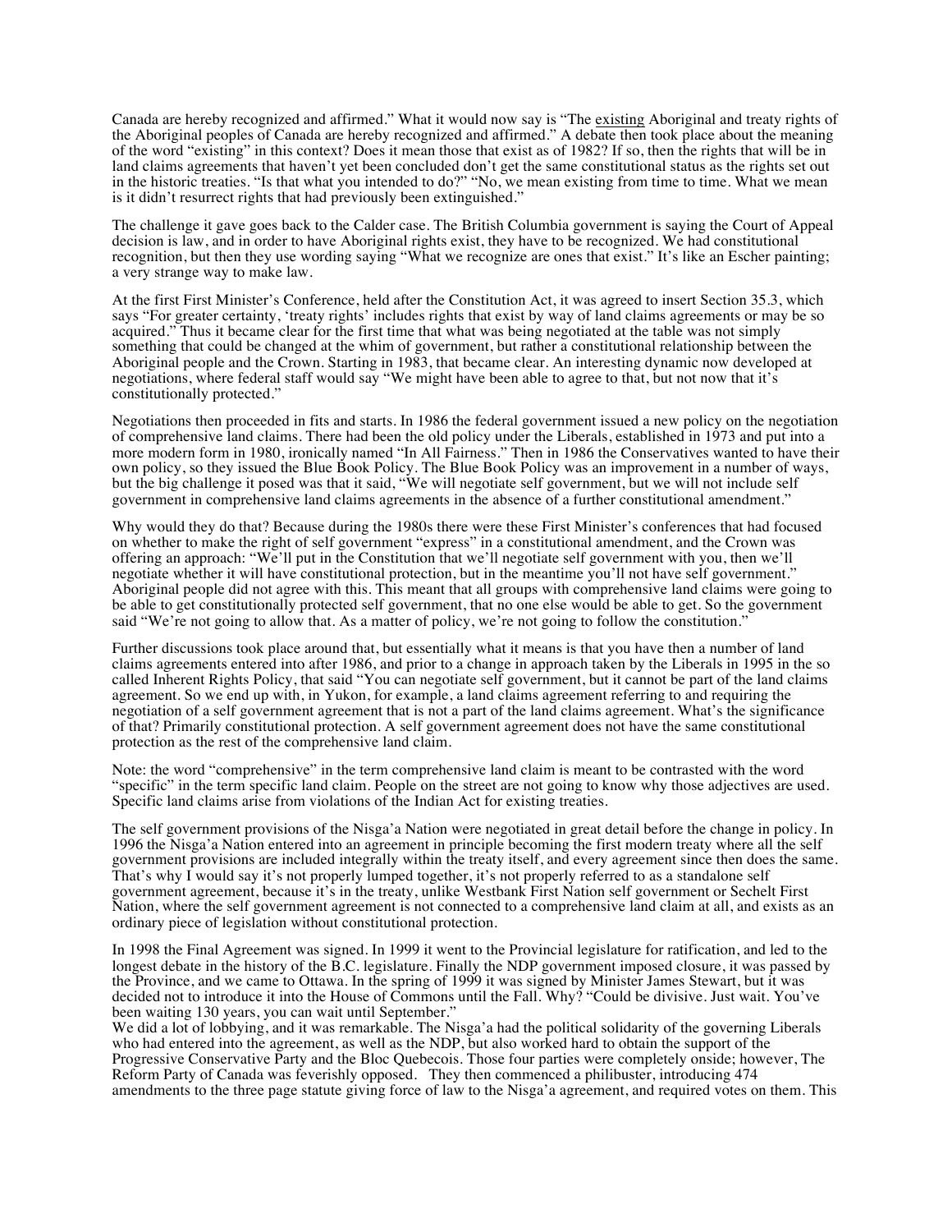Canada are hereby recognized and affirmed." What it would now say is "The existing Aboriginal and treaty rights of the Aboriginal peoples of Canada are hereby recognized and affirmed." A debate then took place about the meaning of the word "existing" in this context? Does it mean those that exist as of 1982? If so, then the rights that will be in land claims agreements that haven't yet been concluded don't get the same constitutional status as the rights set out in the historic treaties. "Is that what you intended to do?" "No, we mean existing from time to time. What we mean is it didn't resurrect rights that had previously been extinguished."

The challenge it gave goes back to the Calder case. The British Columbia government is saying the Court of Appeal decision is law, and in order to have Aboriginal rights exist, they have to be recognized. We had constitutional recognition, but then they use wording saying "What we recognize are ones that exist." It's like an Escher painting; a very strange way to make law.

At the first First Minister's Conference, held after the Constitution Act, it was agreed to insert Section 35.3, which says "For greater certainty, 'treaty rights' includes rights that exist by way of land claims agreements or may be so acquired." Thus it became clear for the first time that what was being negotiated at the table was not simply something that could be changed at the whim of government, but rather a constitutional relationship between the Aboriginal people and the Crown. Starting in 1983, that became clear. An interesting dynamic now developed at negotiations, where federal staff would say "We might have been able to agree to that, but not now that it's constitutionally protected."

Negotiations then proceeded in fits and starts. In 1986 the federal government issued a new policy on the negotiation of comprehensive land claims. There had been the old policy under the Liberals, established in 1973 and put into a more modern form in 1980, ironically named "In All Fairness." Then in 1986 the Conservatives wanted to have their own policy, so they issued the Blue Book Policy. The Blue Book Policy was an improvement in a number of ways, but the big challenge it posed was that it said, "We will negotiate self government, but we will not include self government in comprehensive land claims agreements in the absence of a further constitutional amendment."

Why would they do that? Because during the 1980s there were these First Minister's conferences that had focused on whether to make the right of self government "express" in a constitutional amendment, and the Crown was offering an approach: "We'll put in the Constitution that we'll negotiate self government with you, then we'll negotiate whether it will have constitutional protection, but in the meantime you'll not have self government." Aboriginal people did not agree with this. This meant that all groups with comprehensive land claims were going to be able to get constitutionally protected self government, that no one else would be able to get. So the government said "We're not going to allow that. As a matter of policy, we're not going to follow the constitution."

Further discussions took place around that, but essentially what it means is that you have then a number of land claims agreements entered into after 1986, and prior to a change in approach taken by the Liberals in 1995 in the so called Inherent Rights Policy, that said "You can negotiate self government, but it cannot be part of the land claims agreement. So we end up with, in Yukon, for example, a land claims agreement referring to and requiring the negotiation of a self government agreement that is not a part of the land claims agreement. What's the significance of that? Primarily constitutional protection. A self government agreement does not have the same constitutional protection as the rest of the comprehensive land claim.

Note: the word "comprehensive" in the term comprehensive land claim is meant to be contrasted with the word "specific" in the term specific land claim. People on the street are not going to know why those adjectives are used. Specific land claims arise from violations of the Indian Act for existing treaties.

The self government provisions of the Nisga'a Nation were negotiated in great detail before the change in policy. In 1996 the Nisga'a Nation entered into an agreement in principle becoming the first modern treaty where all the self government provisions are included integrally within the treaty itself, and every agreement since then does the same. That's why I would say it's not properly lumped together, it's not properly referred to as a standalone self government agreement, because it's in the treaty, unlike Westbank First Nation self government or Sechelt First Nation, where the self government agreement is not connected to a comprehensive land claim at all, and exists as an ordinary piece of legislation without constitutional protection.

In 1998 the Final Agreement was signed. In 1999 it went to the Provincial legislature for ratification, and led to the longest debate in the history of the B.C. legislature. Finally the NDP government imposed closure, it was passed by the Province, and we came to Ottawa. In the spring of 1999 it was signed by Minister James Stewart, but it was decided not to introduce it into the House of Commons until the Fall. Why? "Could be divisive. Just wait. You've been waiting 130 years, you can wait until September."

We did a lot of lobbying, and it was remarkable. The Nisga'a had the political solidarity of the governing Liberals who had entered into the agreement, as well as the NDP, but also worked hard to obtain the support of the Progressive Conservative Party and the Bloc Quebecois. Those four parties were completely onside; however, The Reform Party of Canada was feverishly opposed. They then commenced a philibuster, introducing 474 amendments to the three page statute giving force of law to the Nisga'a agreement, and required votes on them. This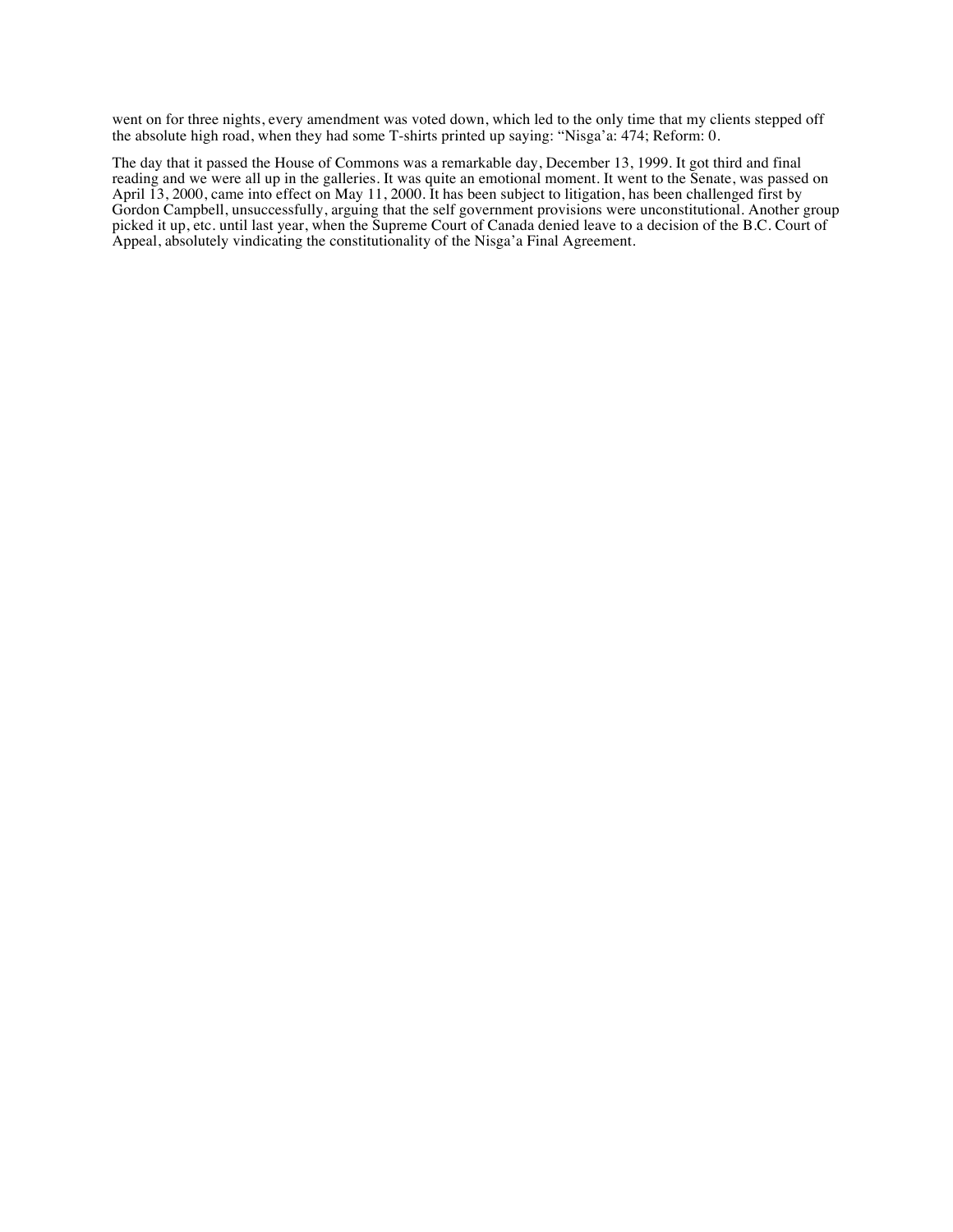went on for three nights, every amendment was voted down, which led to the only time that my clients stepped off the absolute high road, when they had some T-shirts printed up saying: “Nisga’a: 474; Reform: 0.

The day that it passed the House of Commons was a remarkable day, December 13, 1999. It got third and final reading and we were all up in the galleries. It was quite an emotional moment. It went to the Senate, was passed on April 13, 2000, came into effect on May 11, 2000. It has been subject to litigation, has been challenged first by Gordon Campbell, unsuccessfully, arguing that the self government provisions were unconstitutional. Another group picked it up, etc. until last year, when the Supreme Court of Canada denied leave to a decision of the B.C. Court of Appeal, absolutely vindicating the constitutionality of the Nisga’a Final Agreement.